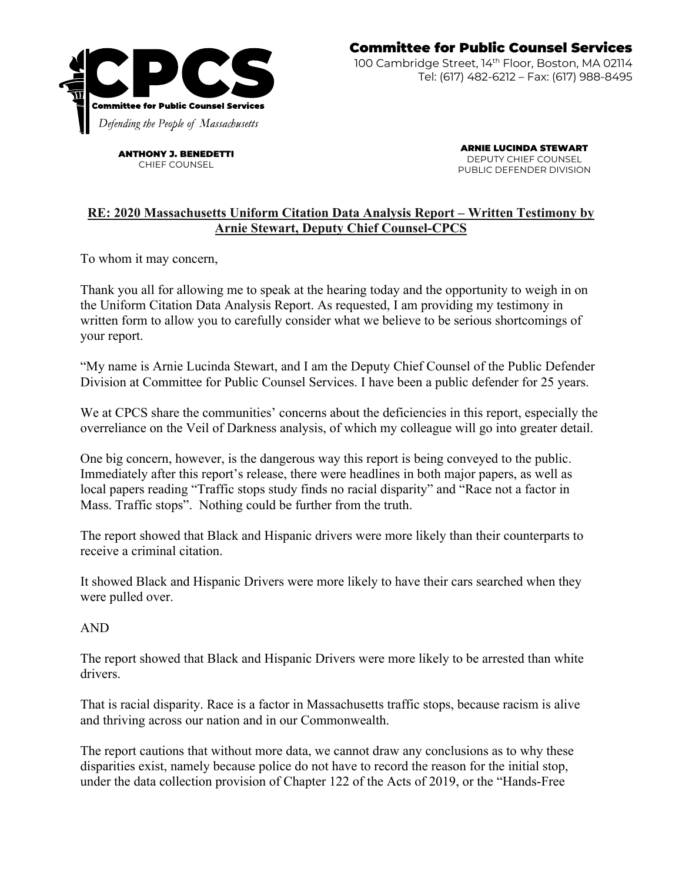**Committee for Public Counsel Services**

100 Cambridge Street, 14th Floor, Boston, MA 02114
Tel: (617) 482-6212 – Fax: (617) 988-8495

CPCS
Committee for Public Counsel Services
*Defending the People of Massachusetts*

**ANTHONY J. BENEDETTI**
CHIEF COUNSEL

**ARNIE LUCINDA STEWART**
DEPUTY CHIEF COUNSEL
PUBLIC DEFENDER DIVISION

**RE: 2020 Massachusetts Uniform Citation Data Analysis Report – Written Testimony by Arnie Stewart, Deputy Chief Counsel-CPCS**

To whom it may concern,

Thank you all for allowing me to speak at the hearing today and the opportunity to weigh in on the Uniform Citation Data Analysis Report. As requested, I am providing my testimony in written form to allow you to carefully consider what we believe to be serious shortcomings of your report.

"My name is Arnie Lucinda Stewart, and I am the Deputy Chief Counsel of the Public Defender Division at Committee for Public Counsel Services. I have been a public defender for 25 years.

We at CPCS share the communities' concerns about the deficiencies in this report, especially the overreliance on the Veil of Darkness analysis, of which my colleague will go into greater detail.

One big concern, however, is the dangerous way this report is being conveyed to the public. Immediately after this report's release, there were headlines in both major papers, as well as local papers reading "Traffic stops study finds no racial disparity" and "Race not a factor in Mass. Traffic stops". Nothing could be further from the truth.

The report showed that Black and Hispanic drivers were more likely than their counterparts to receive a criminal citation.

It showed Black and Hispanic Drivers were more likely to have their cars searched when they were pulled over.

AND

The report showed that Black and Hispanic Drivers were more likely to be arrested than white drivers.

That is racial disparity. Race is a factor in Massachusetts traffic stops, because racism is alive and thriving across our nation and in our Commonwealth.

The report cautions that without more data, we cannot draw any conclusions as to why these disparities exist, namely because police do not have to record the reason for the initial stop, under the data collection provision of Chapter 122 of the Acts of 2019, or the "Hands-Free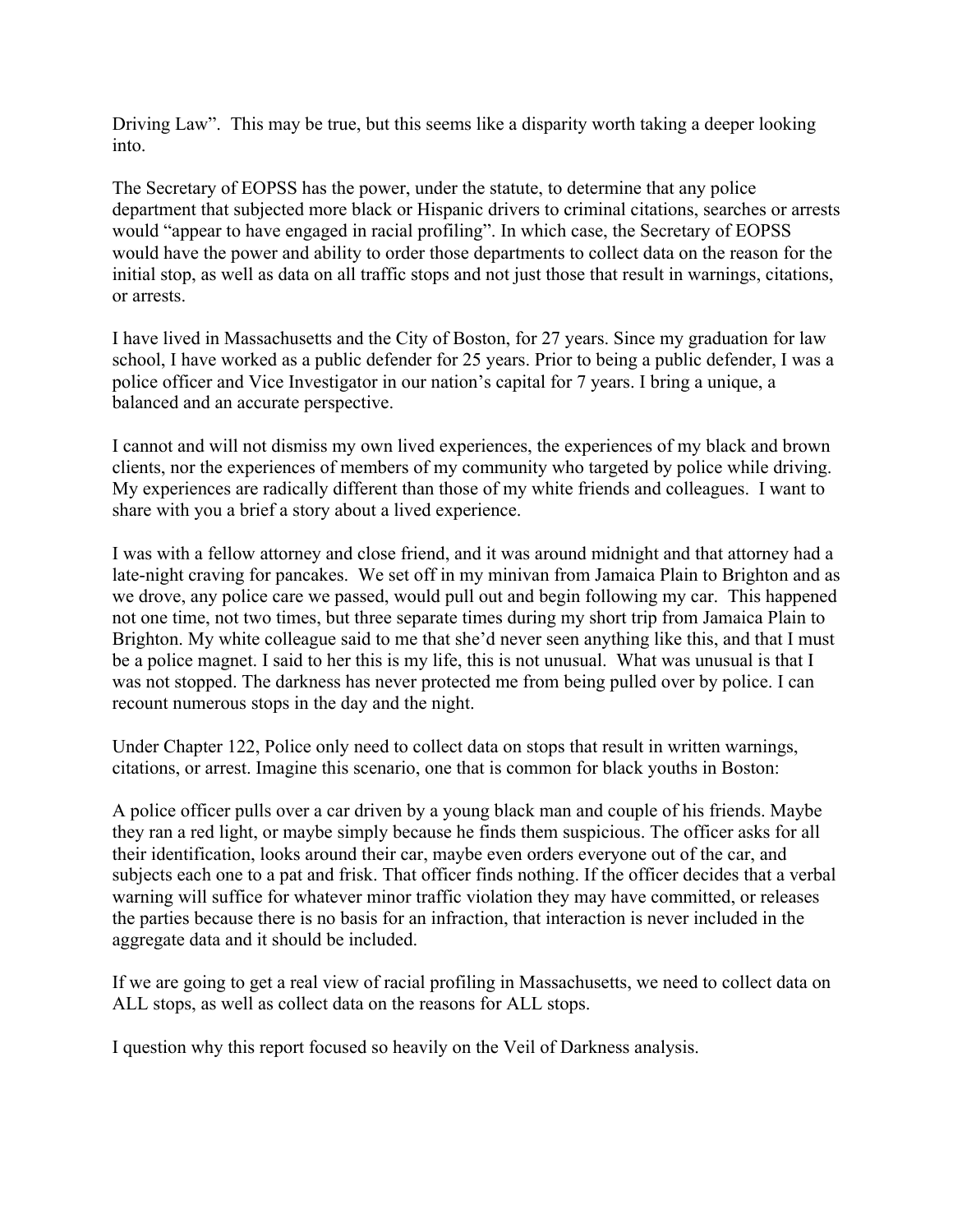Driving Law". This may be true, but this seems like a disparity worth taking a deeper looking into.

The Secretary of EOPSS has the power, under the statute, to determine that any police department that subjected more black or Hispanic drivers to criminal citations, searches or arrests would "appear to have engaged in racial profiling". In which case, the Secretary of EOPSS would have the power and ability to order those departments to collect data on the reason for the initial stop, as well as data on all traffic stops and not just those that result in warnings, citations, or arrests.

I have lived in Massachusetts and the City of Boston, for 27 years. Since my graduation for law school, I have worked as a public defender for 25 years. Prior to being a public defender, I was a police officer and Vice Investigator in our nation's capital for 7 years. I bring a unique, a balanced and an accurate perspective.

I cannot and will not dismiss my own lived experiences, the experiences of my black and brown clients, nor the experiences of members of my community who targeted by police while driving. My experiences are radically different than those of my white friends and colleagues. I want to share with you a brief a story about a lived experience.

I was with a fellow attorney and close friend, and it was around midnight and that attorney had a late-night craving for pancakes. We set off in my minivan from Jamaica Plain to Brighton and as we drove, any police care we passed, would pull out and begin following my car. This happened not one time, not two times, but three separate times during my short trip from Jamaica Plain to Brighton. My white colleague said to me that she'd never seen anything like this, and that I must be a police magnet. I said to her this is my life, this is not unusual. What was unusual is that I was not stopped. The darkness has never protected me from being pulled over by police. I can recount numerous stops in the day and the night.

Under Chapter 122, Police only need to collect data on stops that result in written warnings, citations, or arrest. Imagine this scenario, one that is common for black youths in Boston:

A police officer pulls over a car driven by a young black man and couple of his friends. Maybe they ran a red light, or maybe simply because he finds them suspicious. The officer asks for all their identification, looks around their car, maybe even orders everyone out of the car, and subjects each one to a pat and frisk. That officer finds nothing. If the officer decides that a verbal warning will suffice for whatever minor traffic violation they may have committed, or releases the parties because there is no basis for an infraction, that interaction is never included in the aggregate data and it should be included.

If we are going to get a real view of racial profiling in Massachusetts, we need to collect data on ALL stops, as well as collect data on the reasons for ALL stops.

I question why this report focused so heavily on the Veil of Darkness analysis.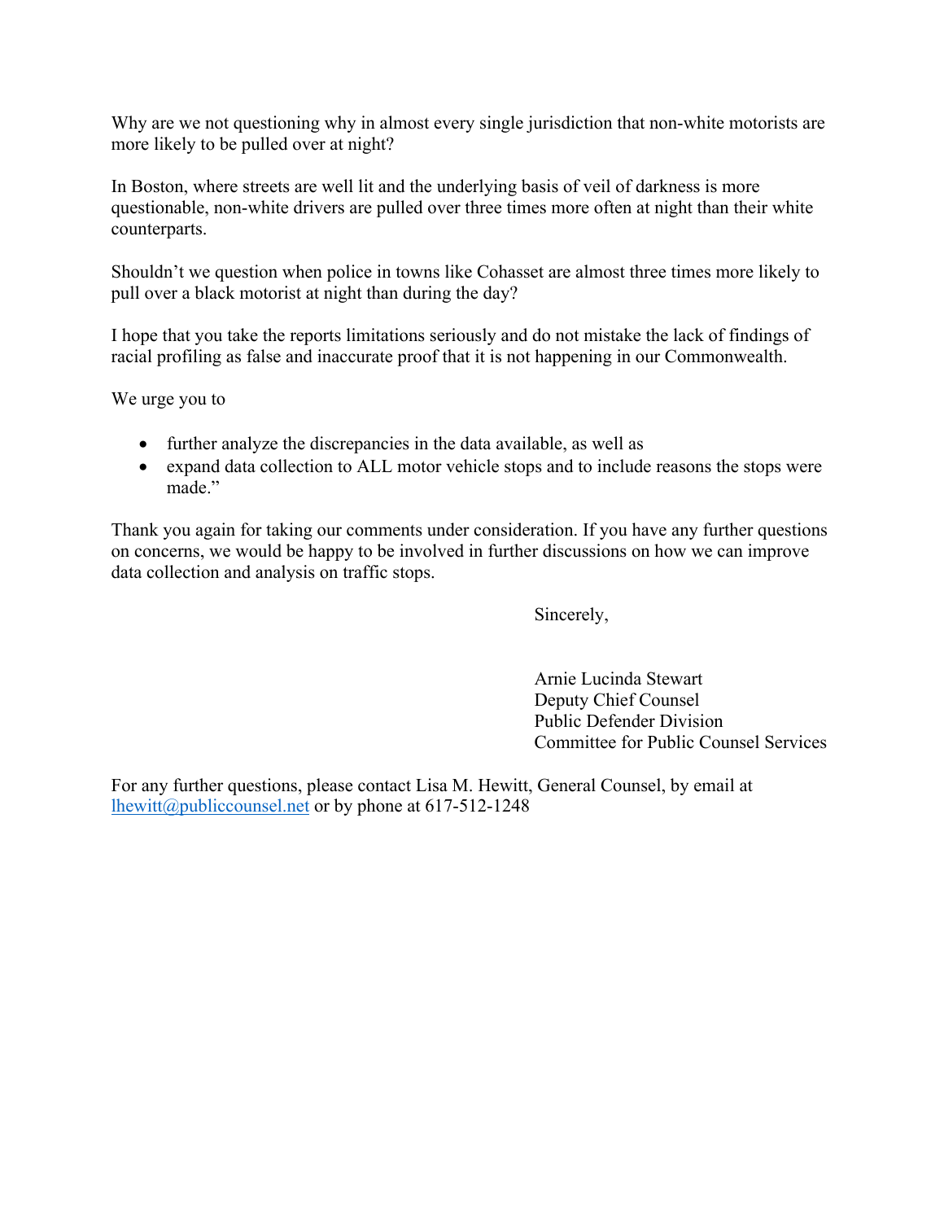Why are we not questioning why in almost every single jurisdiction that non-white motorists are more likely to be pulled over at night?

In Boston, where streets are well lit and the underlying basis of veil of darkness is more questionable, non-white drivers are pulled over three times more often at night than their white counterparts.

Shouldn't we question when police in towns like Cohasset are almost three times more likely to pull over a black motorist at night than during the day?

I hope that you take the reports limitations seriously and do not mistake the lack of findings of racial profiling as false and inaccurate proof that it is not happening in our Commonwealth.

We urge you to

- further analyze the discrepancies in the data available, as well as
- expand data collection to ALL motor vehicle stops and to include reasons the stops were made."

Thank you again for taking our comments under consideration. If you have any further questions on concerns, we would be happy to be involved in further discussions on how we can improve data collection and analysis on traffic stops.

Sincerely,

Arnie Lucinda Stewart
Deputy Chief Counsel
Public Defender Division
Committee for Public Counsel Services

For any further questions, please contact Lisa M. Hewitt, General Counsel, by email at lhewitt@publiccounsel.net or by phone at 617-512-1248